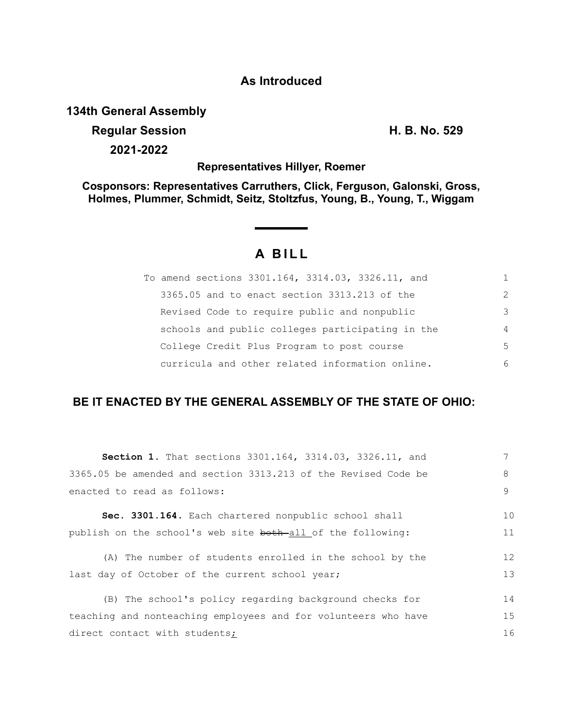**As Introduced**

**134th General Assembly**

**Regular Session** **H. B. No. 529**

**2021-2022**

**Representatives Hillyer, Roemer**

**Cosponsors: Representatives Carruthers, Click, Ferguson, Galonski, Gross, Holmes, Plummer, Schmidt, Seitz, Stoltzfus, Young, B., Young, T., Wiggam**

---

# A BILL

To amend sections 3301.164, 3314.03, 3326.11, and 3365.05 and to enact section 3313.213 of the Revised Code to require public and nonpublic schools and public colleges participating in the College Credit Plus Program to post course curricula and other related information online.

## BE IT ENACTED BY THE GENERAL ASSEMBLY OF THE STATE OF OHIO:

**Section 1.** That sections 3301.164, 3314.03, 3326.11, and 3365.05 be amended and section 3313.213 of the Revised Code be enacted to read as follows:

**Sec. 3301.164.** Each chartered nonpublic school shall publish on the school's web site ~~both~~ all of the following:

(A) The number of students enrolled in the school by the last day of October of the current school year;

(B) The school's policy regarding background checks for teaching and nonteaching employees and for volunteers who have direct contact with students;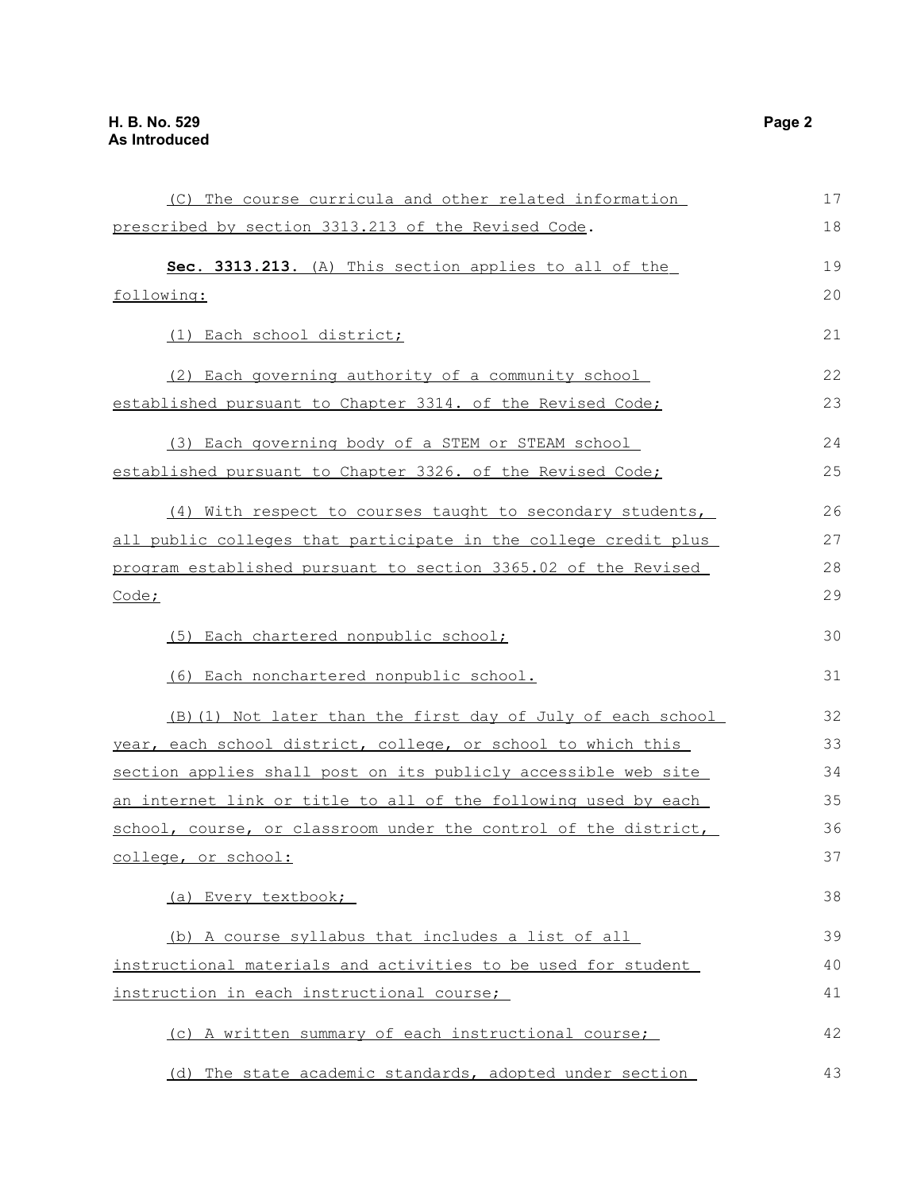(C) The course curricula and other related information prescribed by section 3313.213 of the Revised Code.

**Sec. 3313.213.** (A) This section applies to all of the following:

(1) Each school district;

(2) Each governing authority of a community school established pursuant to Chapter 3314. of the Revised Code;

(3) Each governing body of a STEM or STEAM school established pursuant to Chapter 3326. of the Revised Code;

(4) With respect to courses taught to secondary students, all public colleges that participate in the college credit plus program established pursuant to section 3365.02 of the Revised Code;

(5) Each chartered nonpublic school;

(6) Each nonchartered nonpublic school.

(B)(1) Not later than the first day of July of each school year, each school district, college, or school to which this section applies shall post on its publicly accessible web site an internet link or title to all of the following used by each school, course, or classroom under the control of the district, college, or school:

(a) Every textbook;

(b) A course syllabus that includes a list of all instructional materials and activities to be used for student instruction in each instructional course;

(c) A written summary of each instructional course;

(d) The state academic standards, adopted under section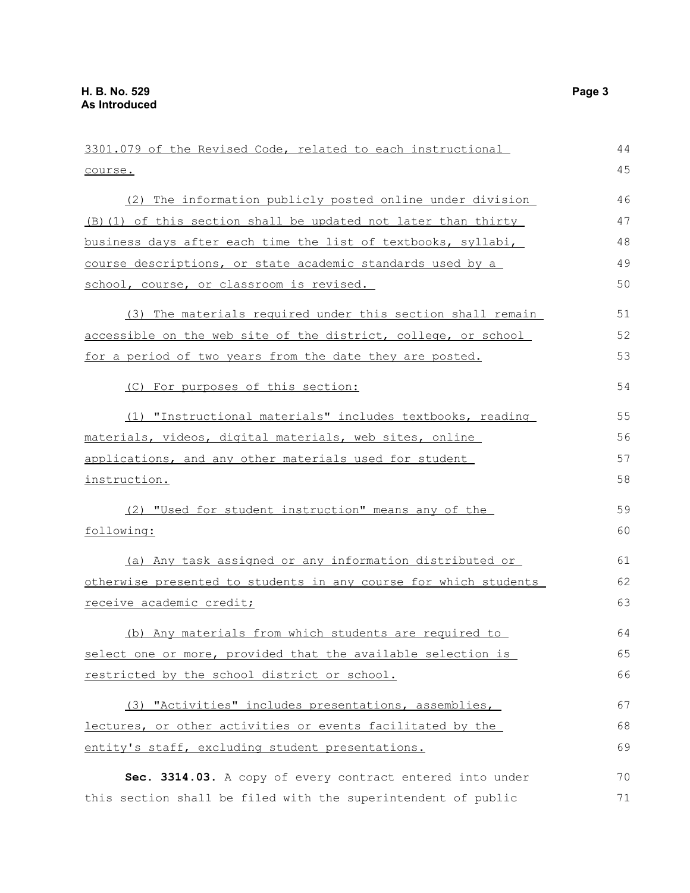3301.079 of the Revised Code, related to each instructional course.

(2) The information publicly posted online under division (B)(1) of this section shall be updated not later than thirty business days after each time the list of textbooks, syllabi, course descriptions, or state academic standards used by a school, course, or classroom is revised.

(3) The materials required under this section shall remain accessible on the web site of the district, college, or school for a period of two years from the date they are posted.

(C) For purposes of this section:

(1) "Instructional materials" includes textbooks, reading materials, videos, digital materials, web sites, online applications, and any other materials used for student instruction.

(2) "Used for student instruction" means any of the following:

(a) Any task assigned or any information distributed or otherwise presented to students in any course for which students receive academic credit;

(b) Any materials from which students are required to select one or more, provided that the available selection is restricted by the school district or school.

(3) "Activities" includes presentations, assemblies, lectures, or other activities or events facilitated by the entity's staff, excluding student presentations.

**Sec. 3314.03.** A copy of every contract entered into under this section shall be filed with the superintendent of public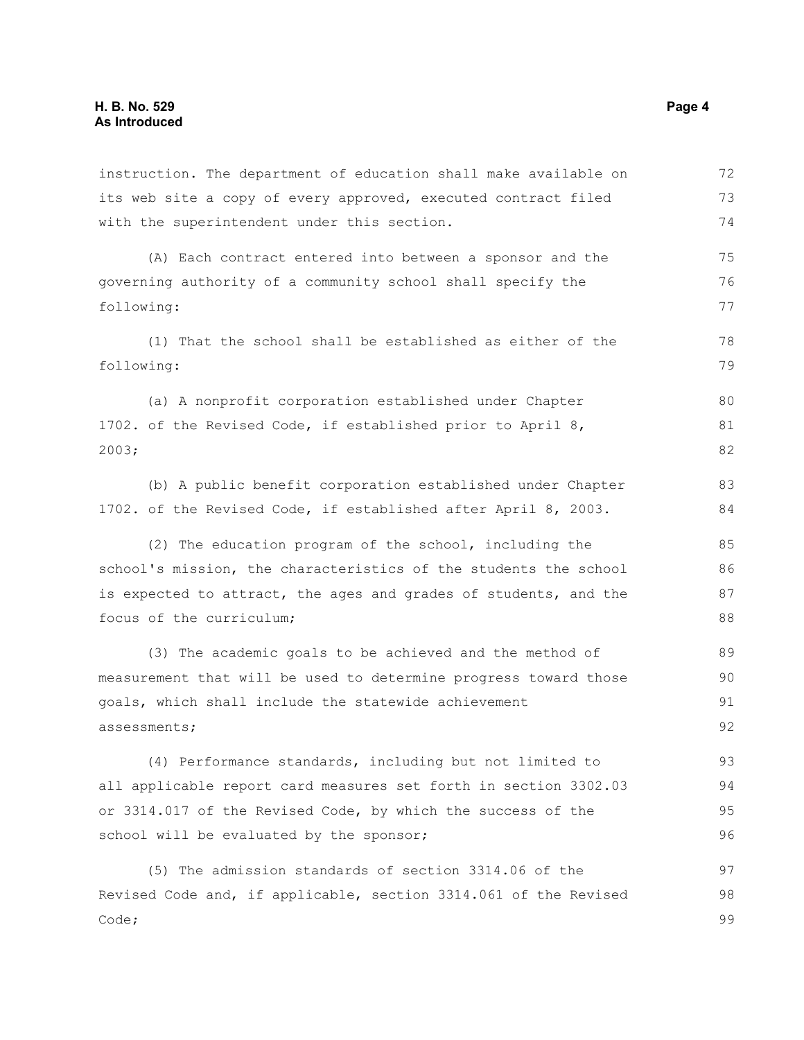instruction. The department of education shall make available on its web site a copy of every approved, executed contract filed with the superintendent under this section.

(A) Each contract entered into between a sponsor and the governing authority of a community school shall specify the following:

(1) That the school shall be established as either of the following:

(a) A nonprofit corporation established under Chapter 1702. of the Revised Code, if established prior to April 8, 2003;

(b) A public benefit corporation established under Chapter 1702. of the Revised Code, if established after April 8, 2003.

(2) The education program of the school, including the school's mission, the characteristics of the students the school is expected to attract, the ages and grades of students, and the focus of the curriculum;

(3) The academic goals to be achieved and the method of measurement that will be used to determine progress toward those goals, which shall include the statewide achievement assessments;

(4) Performance standards, including but not limited to all applicable report card measures set forth in section 3302.03 or 3314.017 of the Revised Code, by which the success of the school will be evaluated by the sponsor;

(5) The admission standards of section 3314.06 of the Revised Code and, if applicable, section 3314.061 of the Revised Code;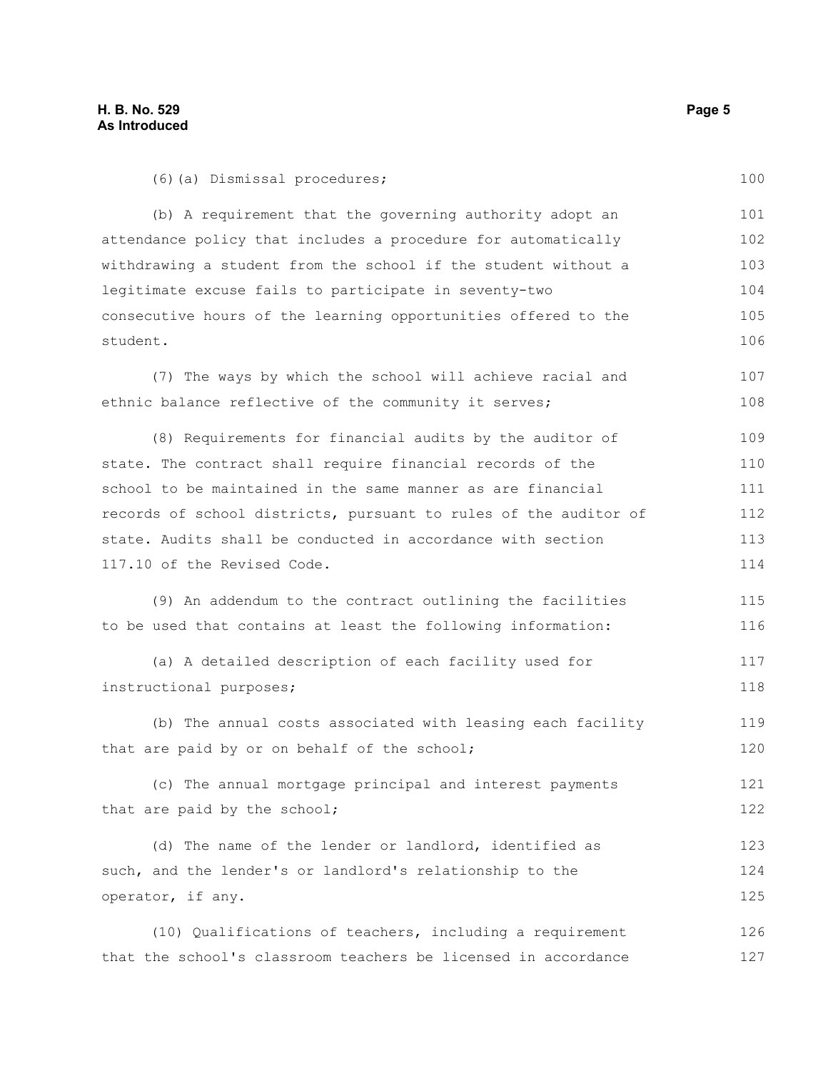(6)(a) Dismissal procedures;

(b) A requirement that the governing authority adopt an attendance policy that includes a procedure for automatically withdrawing a student from the school if the student without a legitimate excuse fails to participate in seventy-two consecutive hours of the learning opportunities offered to the student.

(7) The ways by which the school will achieve racial and ethnic balance reflective of the community it serves;

(8) Requirements for financial audits by the auditor of state. The contract shall require financial records of the school to be maintained in the same manner as are financial records of school districts, pursuant to rules of the auditor of state. Audits shall be conducted in accordance with section 117.10 of the Revised Code.

(9) An addendum to the contract outlining the facilities to be used that contains at least the following information:

(a) A detailed description of each facility used for instructional purposes;

(b) The annual costs associated with leasing each facility that are paid by or on behalf of the school;

(c) The annual mortgage principal and interest payments that are paid by the school;

(d) The name of the lender or landlord, identified as such, and the lender's or landlord's relationship to the operator, if any.

(10) Qualifications of teachers, including a requirement that the school's classroom teachers be licensed in accordance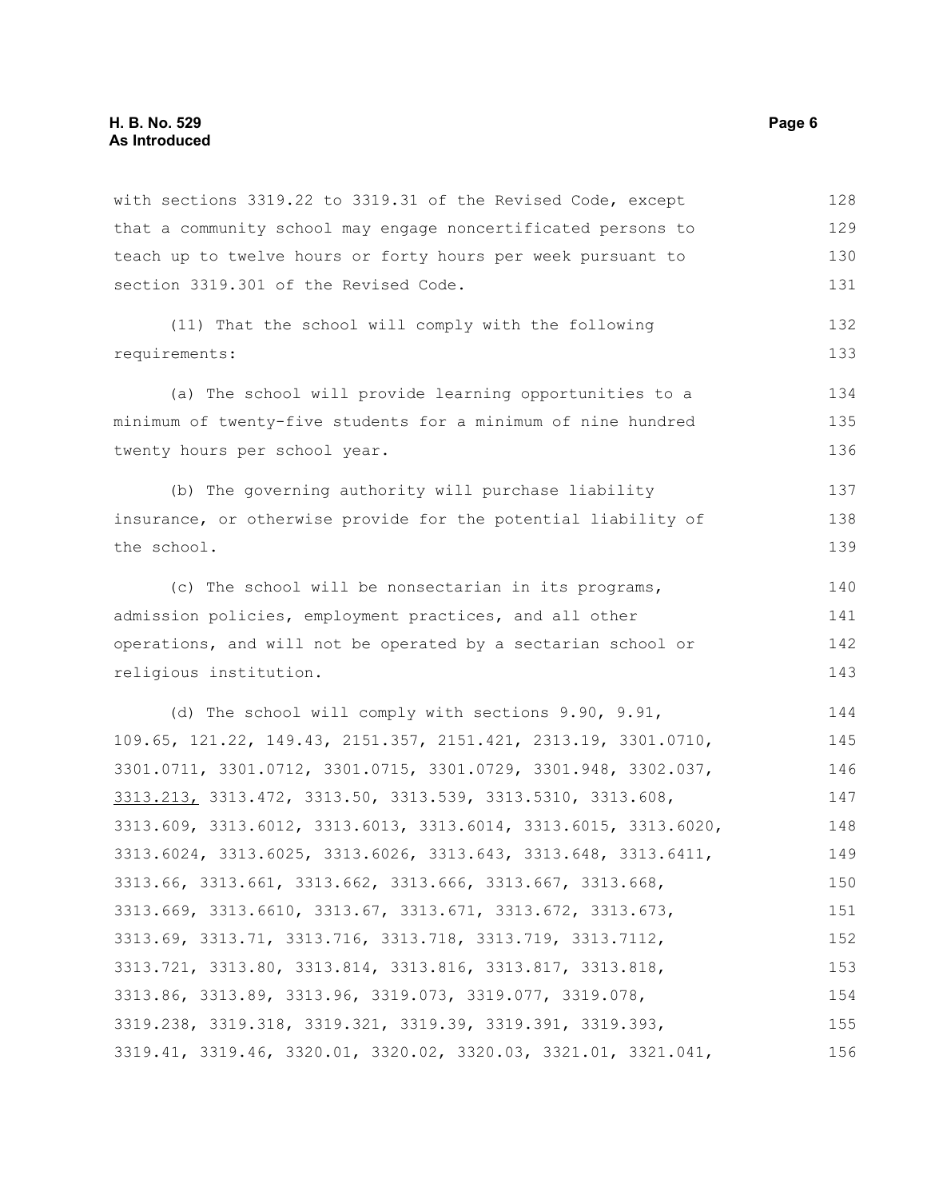with sections 3319.22 to 3319.31 of the Revised Code, except that a community school may engage noncertificated persons to teach up to twelve hours or forty hours per week pursuant to section 3319.301 of the Revised Code.

(11) That the school will comply with the following requirements:

(a) The school will provide learning opportunities to a minimum of twenty-five students for a minimum of nine hundred twenty hours per school year.

(b) The governing authority will purchase liability insurance, or otherwise provide for the potential liability of the school.

(c) The school will be nonsectarian in its programs, admission policies, employment practices, and all other operations, and will not be operated by a sectarian school or religious institution.

(d) The school will comply with sections 9.90, 9.91, 109.65, 121.22, 149.43, 2151.357, 2151.421, 2313.19, 3301.0710, 3301.0711, 3301.0712, 3301.0715, 3301.0729, 3301.948, 3302.037, <u>3313.213,</u> 3313.472, 3313.50, 3313.539, 3313.5310, 3313.608, 3313.609, 3313.6012, 3313.6013, 3313.6014, 3313.6015, 3313.6020, 3313.6024, 3313.6025, 3313.6026, 3313.643, 3313.648, 3313.6411, 3313.66, 3313.661, 3313.662, 3313.666, 3313.667, 3313.668, 3313.669, 3313.6610, 3313.67, 3313.671, 3313.672, 3313.673, 3313.69, 3313.71, 3313.716, 3313.718, 3313.719, 3313.7112, 3313.721, 3313.80, 3313.814, 3313.816, 3313.817, 3313.818, 3313.86, 3313.89, 3313.96, 3319.073, 3319.077, 3319.078, 3319.238, 3319.318, 3319.321, 3319.39, 3319.391, 3319.393, 3319.41, 3319.46, 3320.01, 3320.02, 3320.03, 3321.01, 3321.041,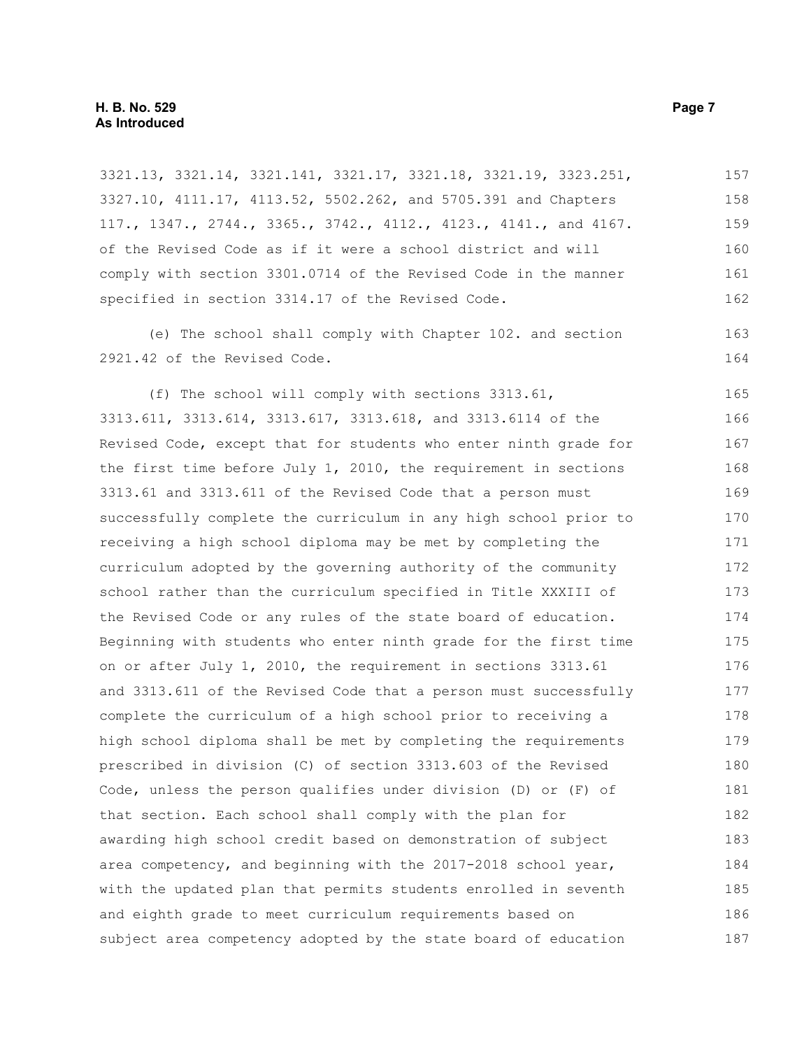3321.13, 3321.14, 3321.141, 3321.17, 3321.18, 3321.19, 3323.251, 3327.10, 4111.17, 4113.52, 5502.262, and 5705.391 and Chapters 117., 1347., 2744., 3365., 3742., 4112., 4123., 4141., and 4167. of the Revised Code as if it were a school district and will comply with section 3301.0714 of the Revised Code in the manner specified in section 3314.17 of the Revised Code.

(e) The school shall comply with Chapter 102. and section 2921.42 of the Revised Code.

(f) The school will comply with sections 3313.61, 3313.611, 3313.614, 3313.617, 3313.618, and 3313.6114 of the Revised Code, except that for students who enter ninth grade for the first time before July 1, 2010, the requirement in sections 3313.61 and 3313.611 of the Revised Code that a person must successfully complete the curriculum in any high school prior to receiving a high school diploma may be met by completing the curriculum adopted by the governing authority of the community school rather than the curriculum specified in Title XXXIII of the Revised Code or any rules of the state board of education. Beginning with students who enter ninth grade for the first time on or after July 1, 2010, the requirement in sections 3313.61 and 3313.611 of the Revised Code that a person must successfully complete the curriculum of a high school prior to receiving a high school diploma shall be met by completing the requirements prescribed in division (C) of section 3313.603 of the Revised Code, unless the person qualifies under division (D) or (F) of that section. Each school shall comply with the plan for awarding high school credit based on demonstration of subject area competency, and beginning with the 2017-2018 school year, with the updated plan that permits students enrolled in seventh and eighth grade to meet curriculum requirements based on subject area competency adopted by the state board of education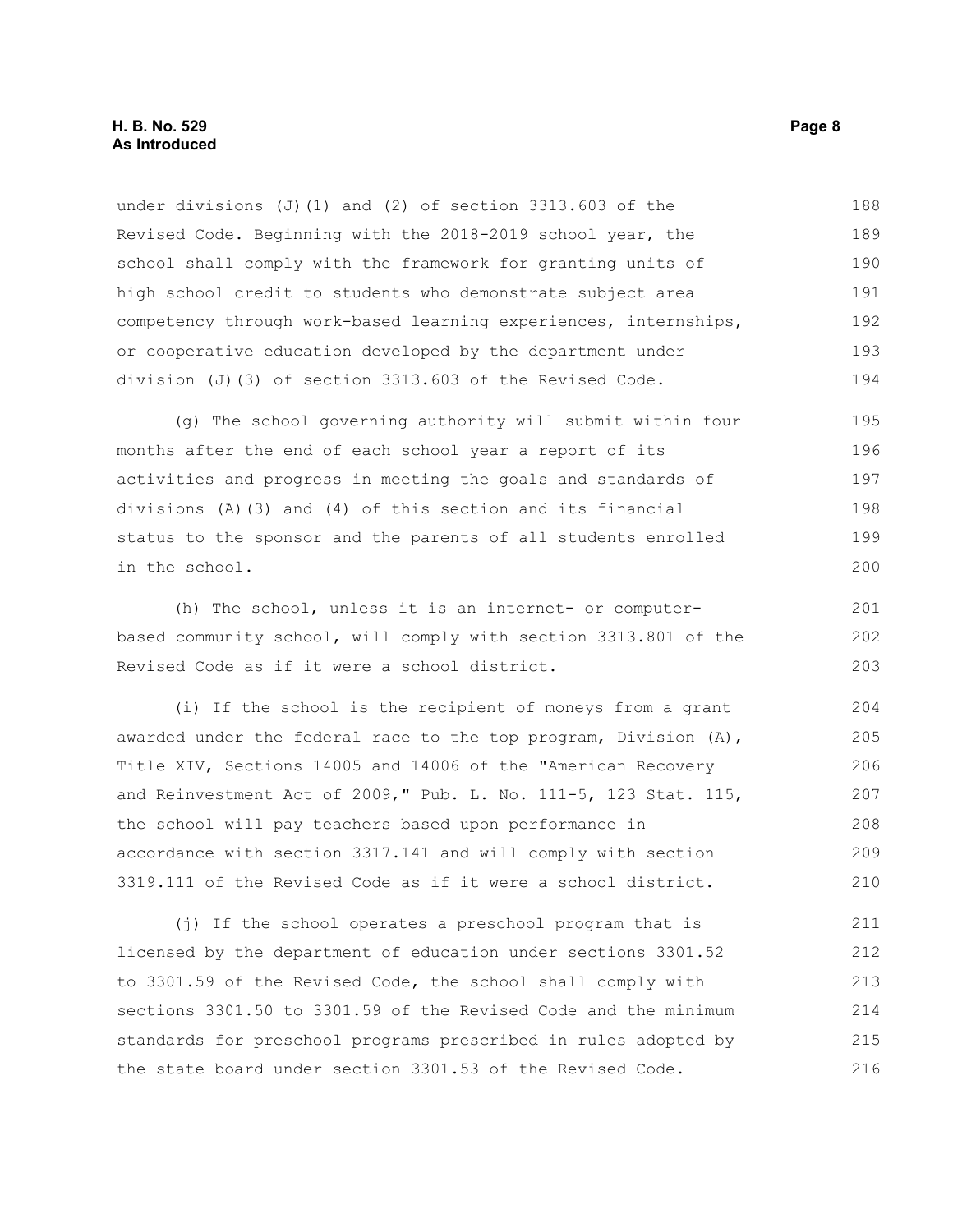under divisions (J)(1) and (2) of section 3313.603 of the Revised Code. Beginning with the 2018-2019 school year, the school shall comply with the framework for granting units of high school credit to students who demonstrate subject area competency through work-based learning experiences, internships, or cooperative education developed by the department under division (J)(3) of section 3313.603 of the Revised Code.

(g) The school governing authority will submit within four months after the end of each school year a report of its activities and progress in meeting the goals and standards of divisions (A)(3) and (4) of this section and its financial status to the sponsor and the parents of all students enrolled in the school.

(h) The school, unless it is an internet- or computer-based community school, will comply with section 3313.801 of the Revised Code as if it were a school district.

(i) If the school is the recipient of moneys from a grant awarded under the federal race to the top program, Division (A), Title XIV, Sections 14005 and 14006 of the "American Recovery and Reinvestment Act of 2009," Pub. L. No. 111-5, 123 Stat. 115, the school will pay teachers based upon performance in accordance with section 3317.141 and will comply with section 3319.111 of the Revised Code as if it were a school district.

(j) If the school operates a preschool program that is licensed by the department of education under sections 3301.52 to 3301.59 of the Revised Code, the school shall comply with sections 3301.50 to 3301.59 of the Revised Code and the minimum standards for preschool programs prescribed in rules adopted by the state board under section 3301.53 of the Revised Code.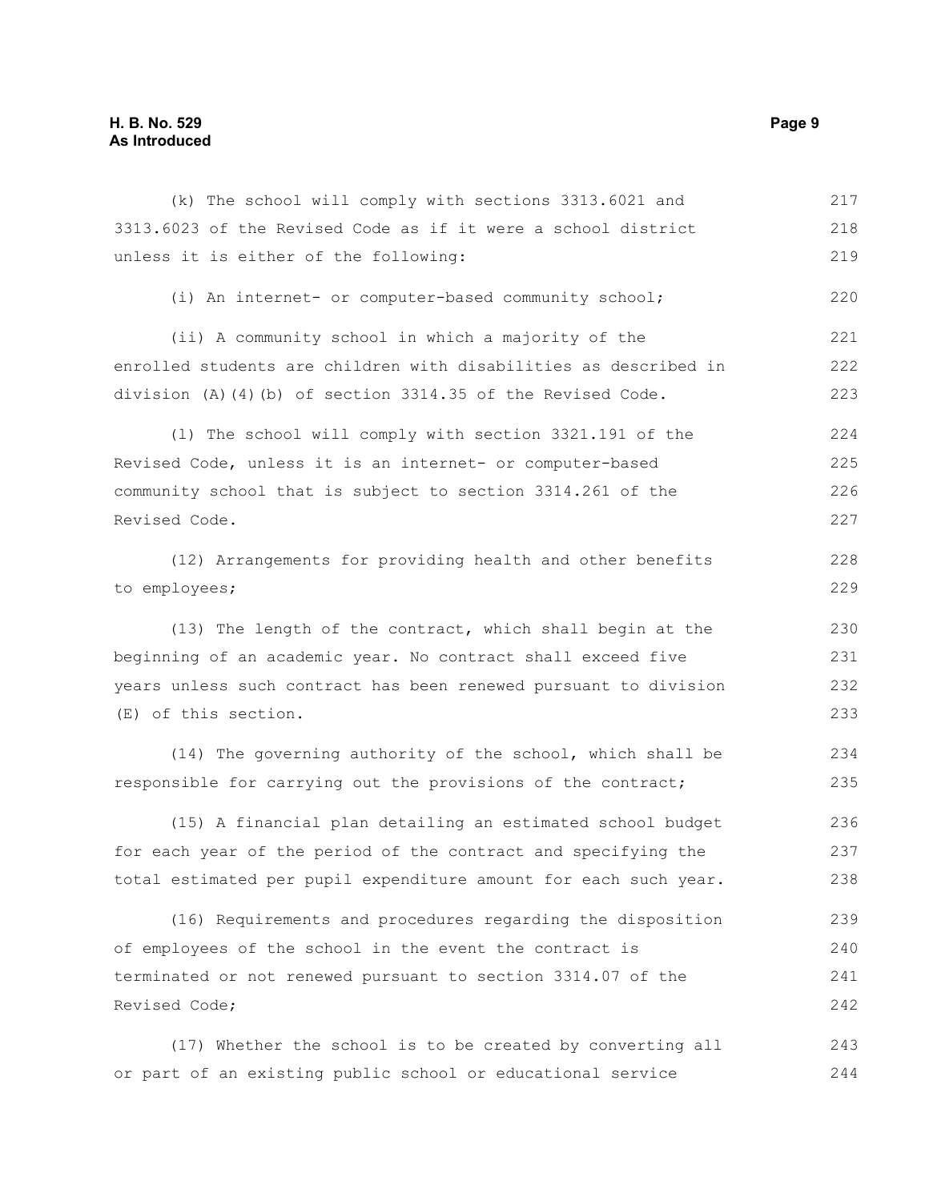(k) The school will comply with sections 3313.6021 and 3313.6023 of the Revised Code as if it were a school district unless it is either of the following:

(i) An internet- or computer-based community school;

(ii) A community school in which a majority of the enrolled students are children with disabilities as described in division (A)(4)(b) of section 3314.35 of the Revised Code.

(l) The school will comply with section 3321.191 of the Revised Code, unless it is an internet- or computer-based community school that is subject to section 3314.261 of the Revised Code.

(12) Arrangements for providing health and other benefits to employees;

(13) The length of the contract, which shall begin at the beginning of an academic year. No contract shall exceed five years unless such contract has been renewed pursuant to division (E) of this section.

(14) The governing authority of the school, which shall be responsible for carrying out the provisions of the contract;

(15) A financial plan detailing an estimated school budget for each year of the period of the contract and specifying the total estimated per pupil expenditure amount for each such year.

(16) Requirements and procedures regarding the disposition of employees of the school in the event the contract is terminated or not renewed pursuant to section 3314.07 of the Revised Code;

(17) Whether the school is to be created by converting all or part of an existing public school or educational service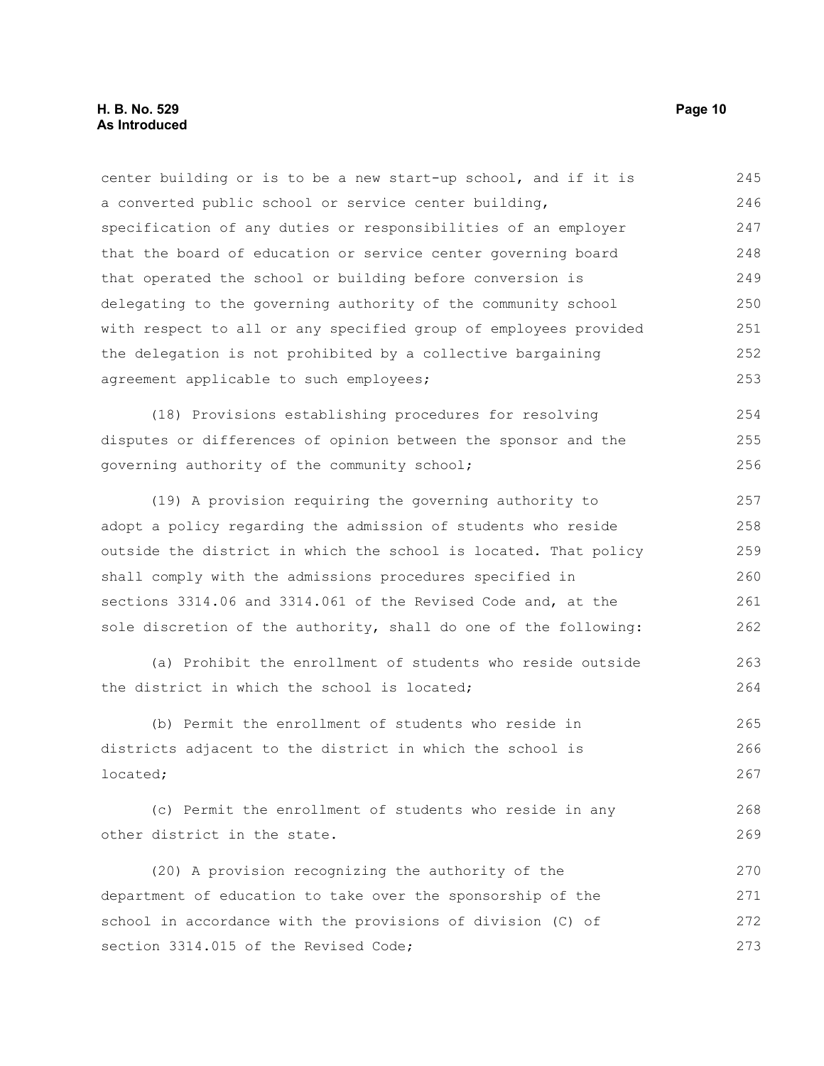center building or is to be a new start-up school, and if it is a converted public school or service center building, specification of any duties or responsibilities of an employer that the board of education or service center governing board that operated the school or building before conversion is delegating to the governing authority of the community school with respect to all or any specified group of employees provided the delegation is not prohibited by a collective bargaining agreement applicable to such employees;

(18) Provisions establishing procedures for resolving disputes or differences of opinion between the sponsor and the governing authority of the community school;

(19) A provision requiring the governing authority to adopt a policy regarding the admission of students who reside outside the district in which the school is located. That policy shall comply with the admissions procedures specified in sections 3314.06 and 3314.061 of the Revised Code and, at the sole discretion of the authority, shall do one of the following:

(a) Prohibit the enrollment of students who reside outside the district in which the school is located;

(b) Permit the enrollment of students who reside in districts adjacent to the district in which the school is located;

(c) Permit the enrollment of students who reside in any other district in the state.

(20) A provision recognizing the authority of the department of education to take over the sponsorship of the school in accordance with the provisions of division (C) of section 3314.015 of the Revised Code;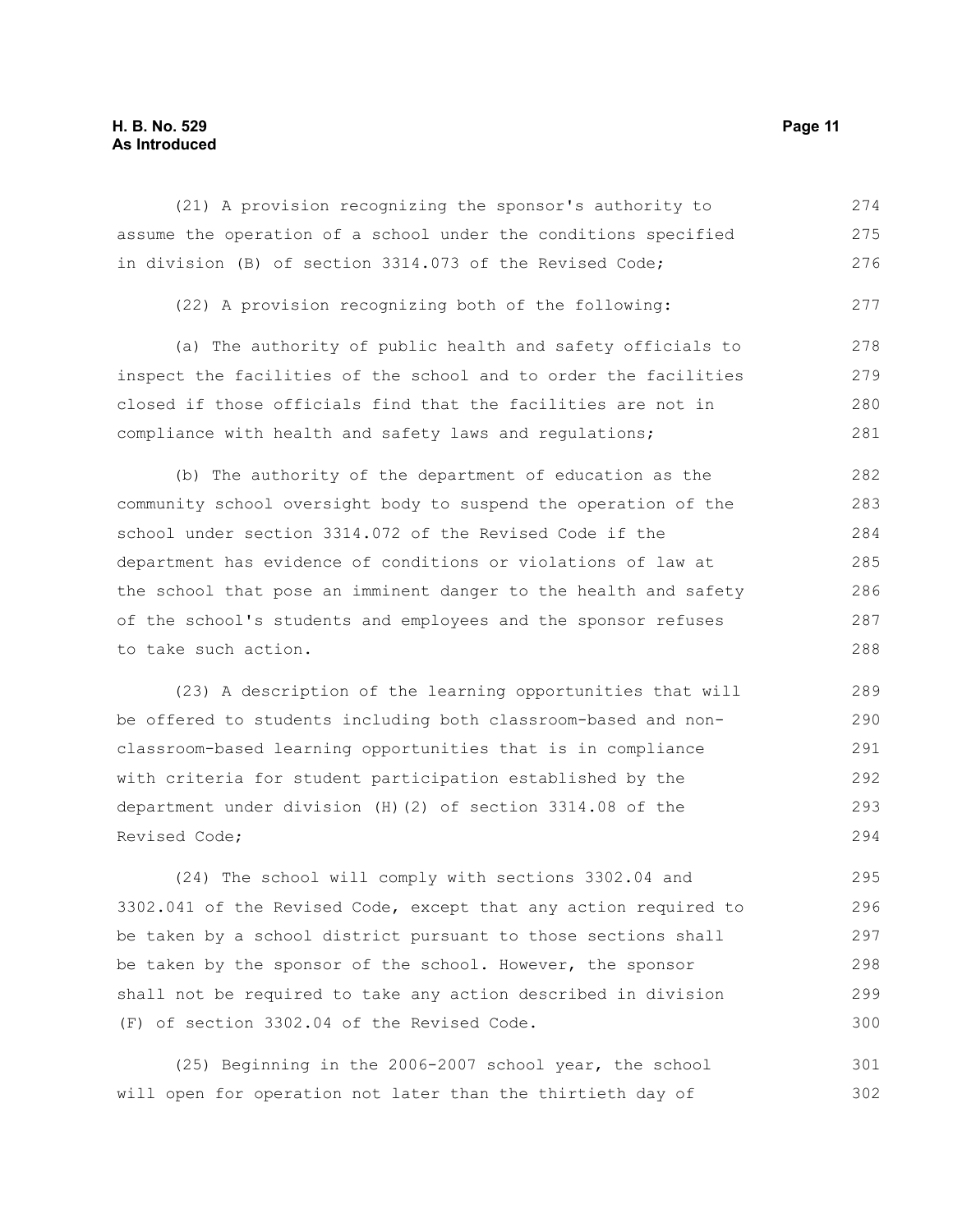(21) A provision recognizing the sponsor's authority to assume the operation of a school under the conditions specified in division (B) of section 3314.073 of the Revised Code;

(22) A provision recognizing both of the following:

(a) The authority of public health and safety officials to inspect the facilities of the school and to order the facilities closed if those officials find that the facilities are not in compliance with health and safety laws and regulations;

(b) The authority of the department of education as the community school oversight body to suspend the operation of the school under section 3314.072 of the Revised Code if the department has evidence of conditions or violations of law at the school that pose an imminent danger to the health and safety of the school's students and employees and the sponsor refuses to take such action.

(23) A description of the learning opportunities that will be offered to students including both classroom-based and non-classroom-based learning opportunities that is in compliance with criteria for student participation established by the department under division (H)(2) of section 3314.08 of the Revised Code;

(24) The school will comply with sections 3302.04 and 3302.041 of the Revised Code, except that any action required to be taken by a school district pursuant to those sections shall be taken by the sponsor of the school. However, the sponsor shall not be required to take any action described in division (F) of section 3302.04 of the Revised Code.

(25) Beginning in the 2006-2007 school year, the school will open for operation not later than the thirtieth day of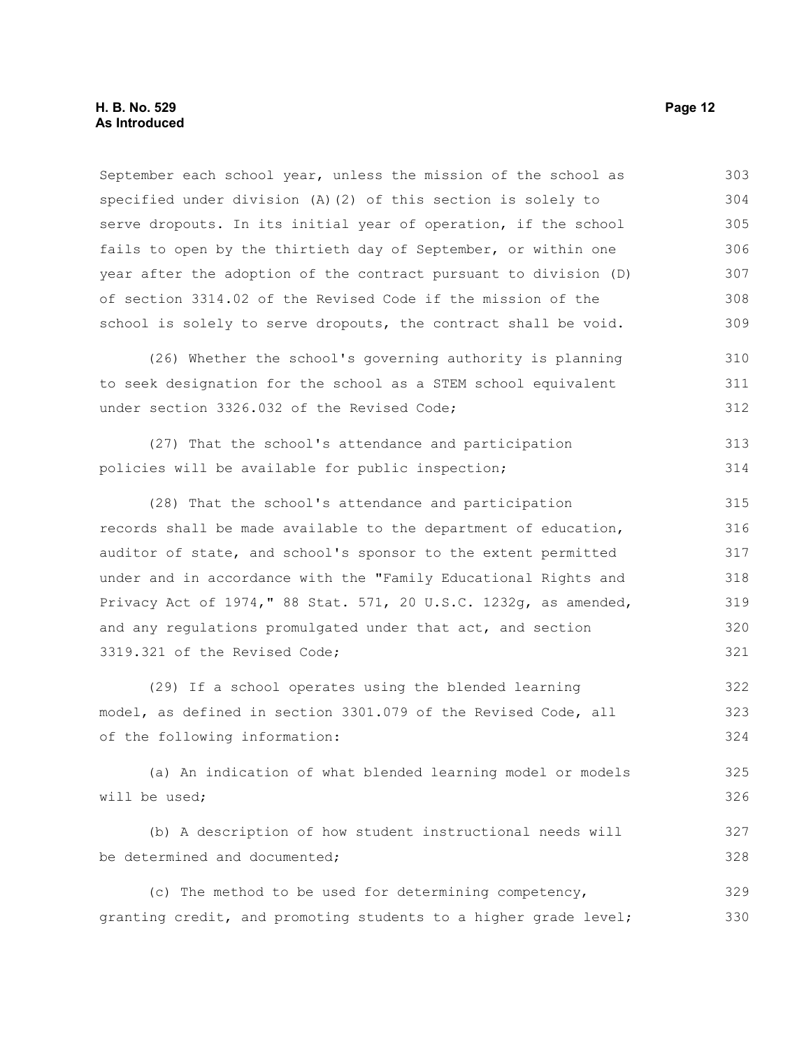September each school year, unless the mission of the school as specified under division (A)(2) of this section is solely to serve dropouts. In its initial year of operation, if the school fails to open by the thirtieth day of September, or within one year after the adoption of the contract pursuant to division (D) of section 3314.02 of the Revised Code if the mission of the school is solely to serve dropouts, the contract shall be void.

(26) Whether the school's governing authority is planning to seek designation for the school as a STEM school equivalent under section 3326.032 of the Revised Code;

(27) That the school's attendance and participation policies will be available for public inspection;

(28) That the school's attendance and participation records shall be made available to the department of education, auditor of state, and school's sponsor to the extent permitted under and in accordance with the "Family Educational Rights and Privacy Act of 1974," 88 Stat. 571, 20 U.S.C. 1232g, as amended, and any regulations promulgated under that act, and section 3319.321 of the Revised Code;

(29) If a school operates using the blended learning model, as defined in section 3301.079 of the Revised Code, all of the following information:

(a) An indication of what blended learning model or models will be used;

(b) A description of how student instructional needs will be determined and documented;

(c) The method to be used for determining competency, granting credit, and promoting students to a higher grade level;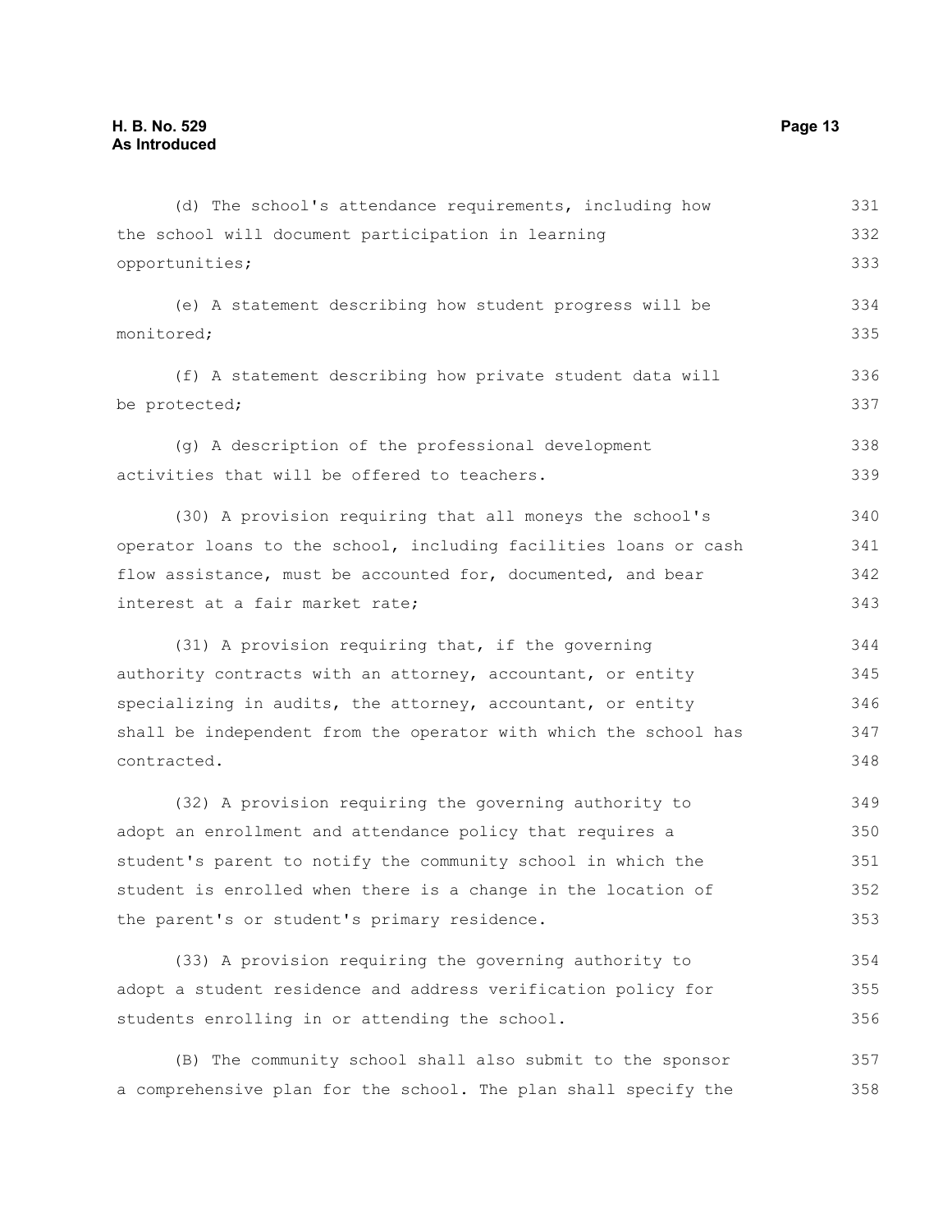(d) The school's attendance requirements, including how the school will document participation in learning opportunities;

(e) A statement describing how student progress will be monitored;

(f) A statement describing how private student data will be protected;

(g) A description of the professional development activities that will be offered to teachers.

(30) A provision requiring that all moneys the school's operator loans to the school, including facilities loans or cash flow assistance, must be accounted for, documented, and bear interest at a fair market rate;

(31) A provision requiring that, if the governing authority contracts with an attorney, accountant, or entity specializing in audits, the attorney, accountant, or entity shall be independent from the operator with which the school has contracted.

(32) A provision requiring the governing authority to adopt an enrollment and attendance policy that requires a student's parent to notify the community school in which the student is enrolled when there is a change in the location of the parent's or student's primary residence.

(33) A provision requiring the governing authority to adopt a student residence and address verification policy for students enrolling in or attending the school.

(B) The community school shall also submit to the sponsor a comprehensive plan for the school. The plan shall specify the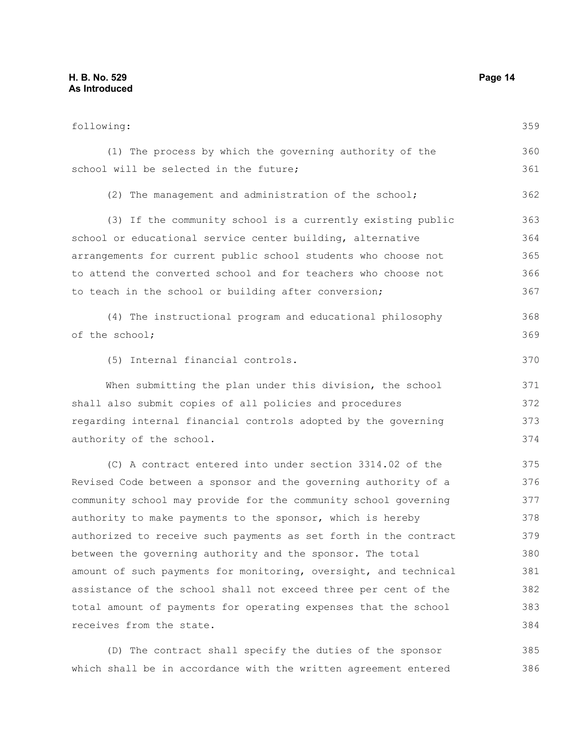following:

(1) The process by which the governing authority of the school will be selected in the future;

(2) The management and administration of the school;

(3) If the community school is a currently existing public school or educational service center building, alternative arrangements for current public school students who choose not to attend the converted school and for teachers who choose not to teach in the school or building after conversion;

(4) The instructional program and educational philosophy of the school;

(5) Internal financial controls.

When submitting the plan under this division, the school shall also submit copies of all policies and procedures regarding internal financial controls adopted by the governing authority of the school.

(C) A contract entered into under section 3314.02 of the Revised Code between a sponsor and the governing authority of a community school may provide for the community school governing authority to make payments to the sponsor, which is hereby authorized to receive such payments as set forth in the contract between the governing authority and the sponsor. The total amount of such payments for monitoring, oversight, and technical assistance of the school shall not exceed three per cent of the total amount of payments for operating expenses that the school receives from the state.

(D) The contract shall specify the duties of the sponsor which shall be in accordance with the written agreement entered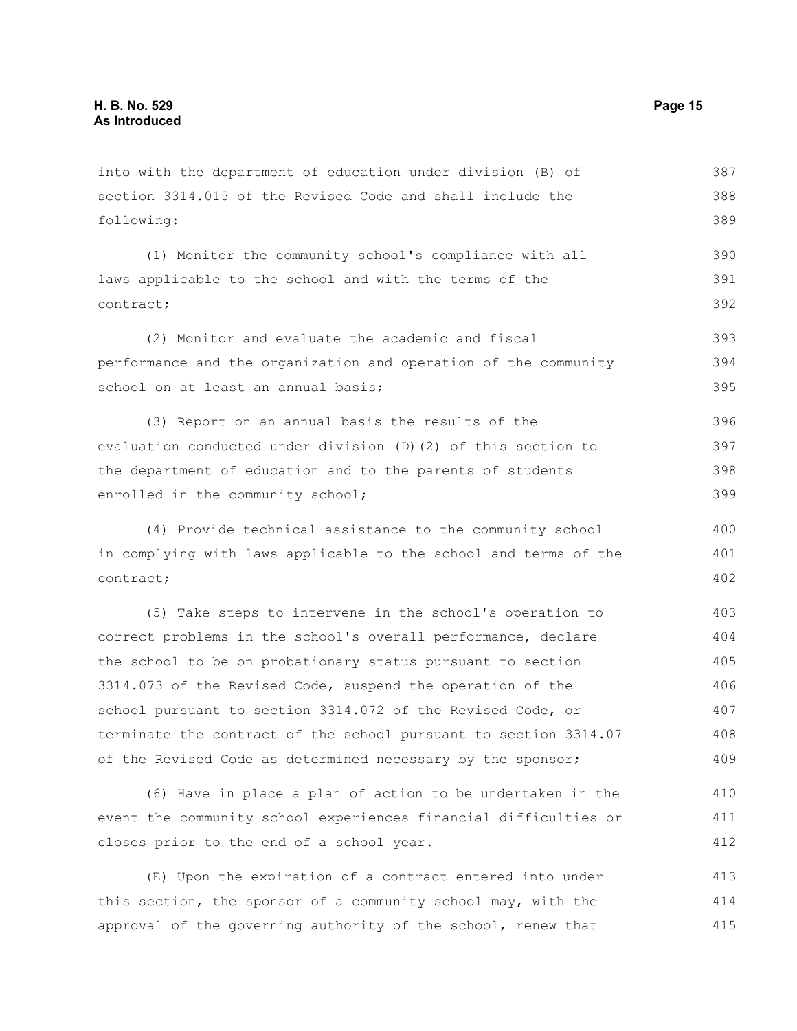into with the department of education under division (B) of section 3314.015 of the Revised Code and shall include the following:

(1) Monitor the community school's compliance with all laws applicable to the school and with the terms of the contract;

(2) Monitor and evaluate the academic and fiscal performance and the organization and operation of the community school on at least an annual basis;

(3) Report on an annual basis the results of the evaluation conducted under division (D)(2) of this section to the department of education and to the parents of students enrolled in the community school;

(4) Provide technical assistance to the community school in complying with laws applicable to the school and terms of the contract;

(5) Take steps to intervene in the school's operation to correct problems in the school's overall performance, declare the school to be on probationary status pursuant to section 3314.073 of the Revised Code, suspend the operation of the school pursuant to section 3314.072 of the Revised Code, or terminate the contract of the school pursuant to section 3314.07 of the Revised Code as determined necessary by the sponsor;

(6) Have in place a plan of action to be undertaken in the event the community school experiences financial difficulties or closes prior to the end of a school year.

(E) Upon the expiration of a contract entered into under this section, the sponsor of a community school may, with the approval of the governing authority of the school, renew that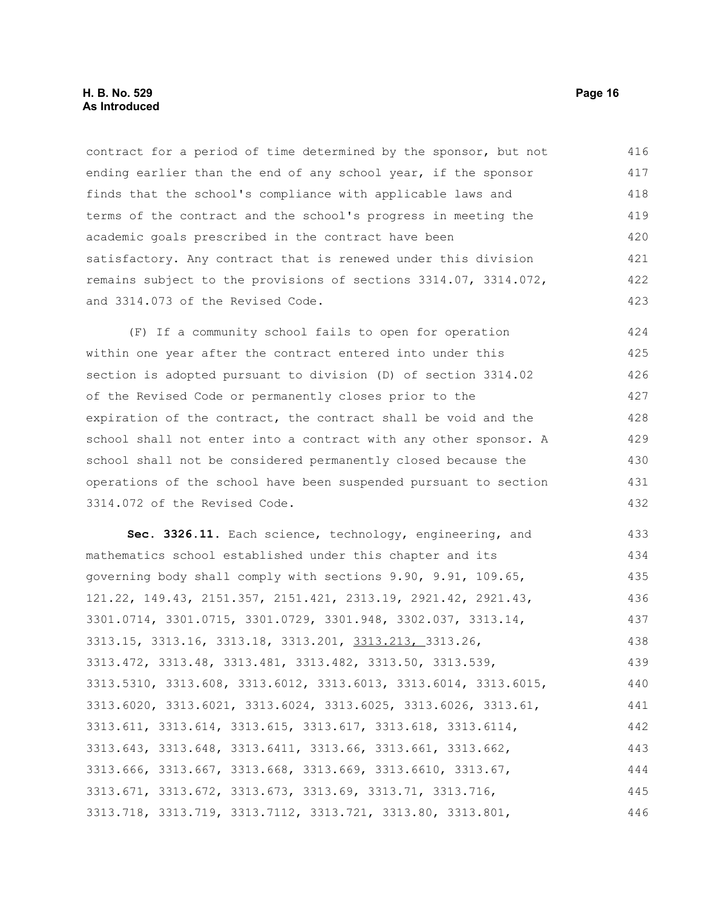contract for a period of time determined by the sponsor, but not ending earlier than the end of any school year, if the sponsor finds that the school's compliance with applicable laws and terms of the contract and the school's progress in meeting the academic goals prescribed in the contract have been satisfactory. Any contract that is renewed under this division remains subject to the provisions of sections 3314.07, 3314.072, and 3314.073 of the Revised Code.

(F) If a community school fails to open for operation within one year after the contract entered into under this section is adopted pursuant to division (D) of section 3314.02 of the Revised Code or permanently closes prior to the expiration of the contract, the contract shall be void and the school shall not enter into a contract with any other sponsor. A school shall not be considered permanently closed because the operations of the school have been suspended pursuant to section 3314.072 of the Revised Code.

**Sec. 3326.11.** Each science, technology, engineering, and mathematics school established under this chapter and its governing body shall comply with sections 9.90, 9.91, 109.65, 121.22, 149.43, 2151.357, 2151.421, 2313.19, 2921.42, 2921.43, 3301.0714, 3301.0715, 3301.0729, 3301.948, 3302.037, 3313.14, 3313.15, 3313.16, 3313.18, 3313.201, <u>3313.213,</u> 3313.26, 3313.472, 3313.48, 3313.481, 3313.482, 3313.50, 3313.539, 3313.5310, 3313.608, 3313.6012, 3313.6013, 3313.6014, 3313.6015, 3313.6020, 3313.6021, 3313.6024, 3313.6025, 3313.6026, 3313.61, 3313.611, 3313.614, 3313.615, 3313.617, 3313.618, 3313.6114, 3313.643, 3313.648, 3313.6411, 3313.66, 3313.661, 3313.662, 3313.666, 3313.667, 3313.668, 3313.669, 3313.6610, 3313.67, 3313.671, 3313.672, 3313.673, 3313.69, 3313.71, 3313.716, 3313.718, 3313.719, 3313.7112, 3313.721, 3313.80, 3313.801,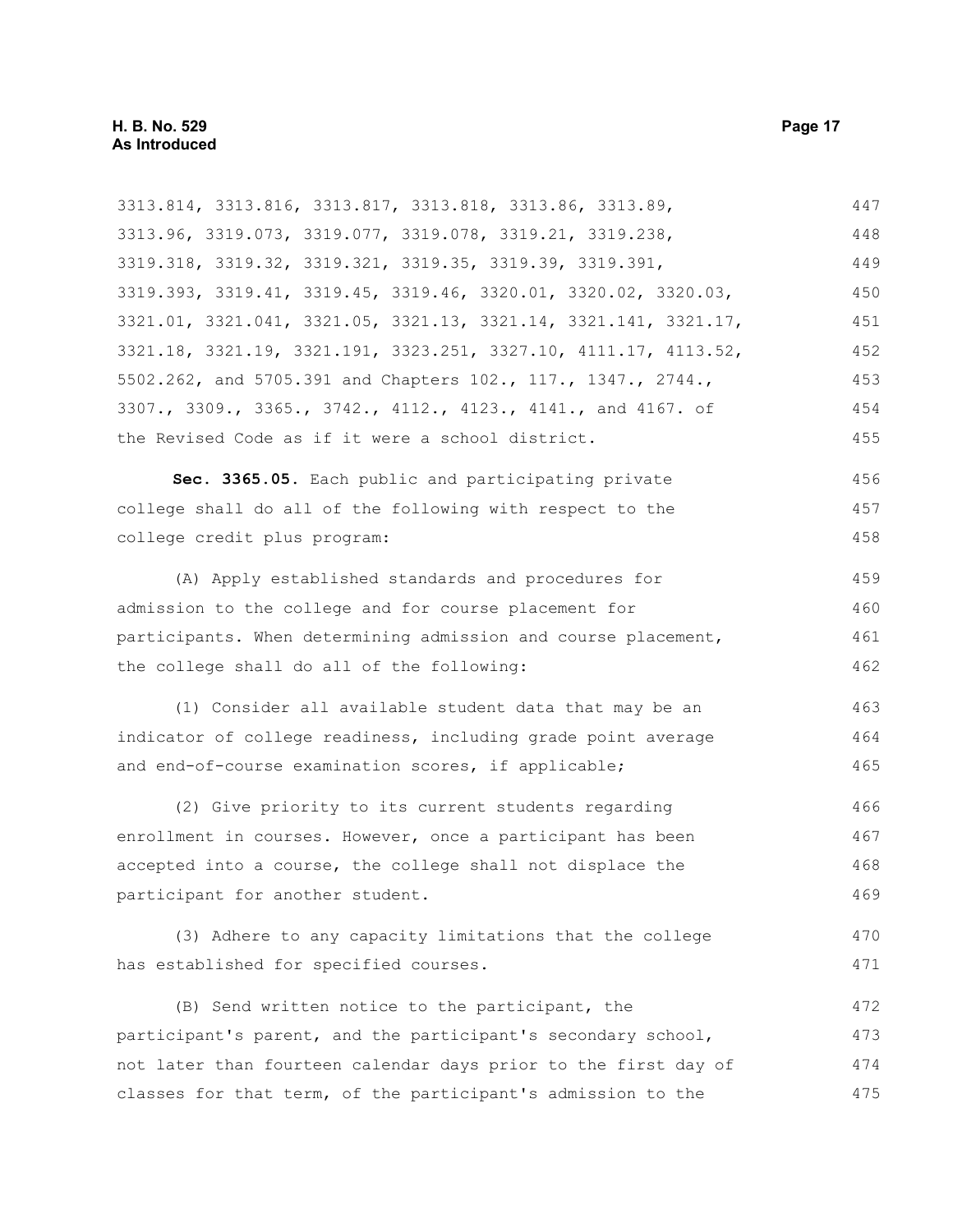3313.814, 3313.816, 3313.817, 3313.818, 3313.86, 3313.89, 3313.96, 3319.073, 3319.077, 3319.078, 3319.21, 3319.238, 3319.318, 3319.32, 3319.321, 3319.35, 3319.39, 3319.391, 3319.393, 3319.41, 3319.45, 3319.46, 3320.01, 3320.02, 3320.03, 3321.01, 3321.041, 3321.05, 3321.13, 3321.14, 3321.141, 3321.17, 3321.18, 3321.19, 3321.191, 3323.251, 3327.10, 4111.17, 4113.52, 5502.262, and 5705.391 and Chapters 102., 117., 1347., 2744., 3307., 3309., 3365., 3742., 4112., 4123., 4141., and 4167. of the Revised Code as if it were a school district.

**Sec. 3365.05.** Each public and participating private college shall do all of the following with respect to the college credit plus program:

(A) Apply established standards and procedures for admission to the college and for course placement for participants. When determining admission and course placement, the college shall do all of the following:

(1) Consider all available student data that may be an indicator of college readiness, including grade point average and end-of-course examination scores, if applicable;

(2) Give priority to its current students regarding enrollment in courses. However, once a participant has been accepted into a course, the college shall not displace the participant for another student.

(3) Adhere to any capacity limitations that the college has established for specified courses.

(B) Send written notice to the participant, the participant's parent, and the participant's secondary school, not later than fourteen calendar days prior to the first day of classes for that term, of the participant's admission to the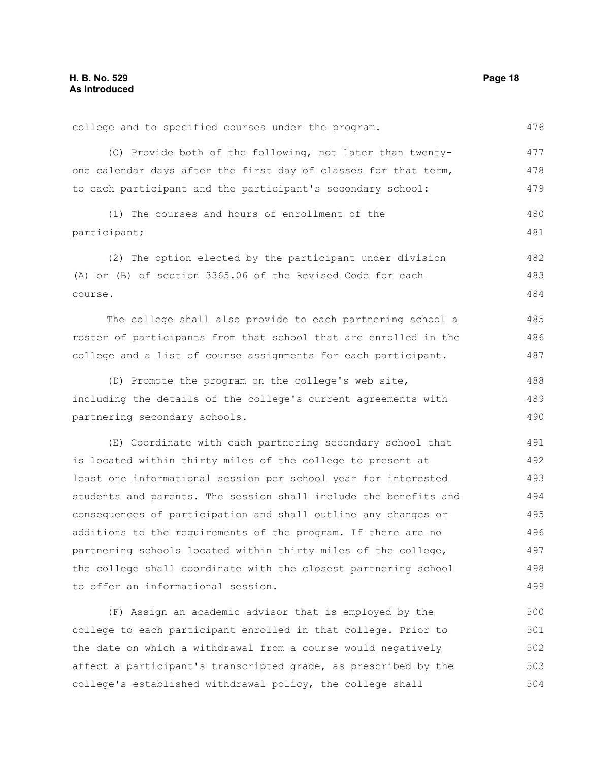college and to specified courses under the program.

(C) Provide both of the following, not later than twenty-one calendar days after the first day of classes for that term, to each participant and the participant's secondary school:

(1) The courses and hours of enrollment of the participant;

(2) The option elected by the participant under division (A) or (B) of section 3365.06 of the Revised Code for each course.

The college shall also provide to each partnering school a roster of participants from that school that are enrolled in the college and a list of course assignments for each participant.

(D) Promote the program on the college's web site, including the details of the college's current agreements with partnering secondary schools.

(E) Coordinate with each partnering secondary school that is located within thirty miles of the college to present at least one informational session per school year for interested students and parents. The session shall include the benefits and consequences of participation and shall outline any changes or additions to the requirements of the program. If there are no partnering schools located within thirty miles of the college, the college shall coordinate with the closest partnering school to offer an informational session.

(F) Assign an academic advisor that is employed by the college to each participant enrolled in that college. Prior to the date on which a withdrawal from a course would negatively affect a participant's transcripted grade, as prescribed by the college's established withdrawal policy, the college shall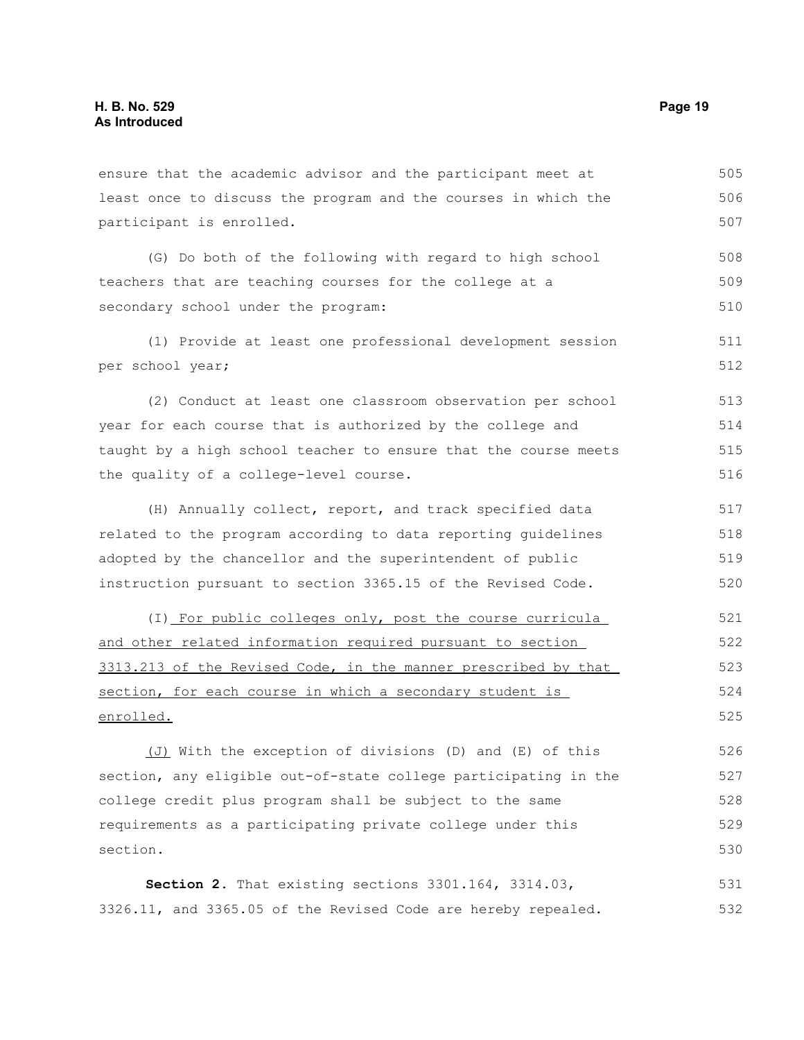ensure that the academic advisor and the participant meet at least once to discuss the program and the courses in which the participant is enrolled.

(G) Do both of the following with regard to high school teachers that are teaching courses for the college at a secondary school under the program:

(1) Provide at least one professional development session per school year;

(2) Conduct at least one classroom observation per school year for each course that is authorized by the college and taught by a high school teacher to ensure that the course meets the quality of a college-level course.

(H) Annually collect, report, and track specified data related to the program according to data reporting guidelines adopted by the chancellor and the superintendent of public instruction pursuant to section 3365.15 of the Revised Code.

(I) <u>For public colleges only, post the course curricula and other related information required pursuant to section 3313.213 of the Revised Code, in the manner prescribed by that section, for each course in which a secondary student is enrolled.</u>

<u>(J)</u> With the exception of divisions (D) and (E) of this section, any eligible out-of-state college participating in the college credit plus program shall be subject to the same requirements as a participating private college under this section.

**Section 2.** That existing sections 3301.164, 3314.03, 3326.11, and 3365.05 of the Revised Code are hereby repealed.